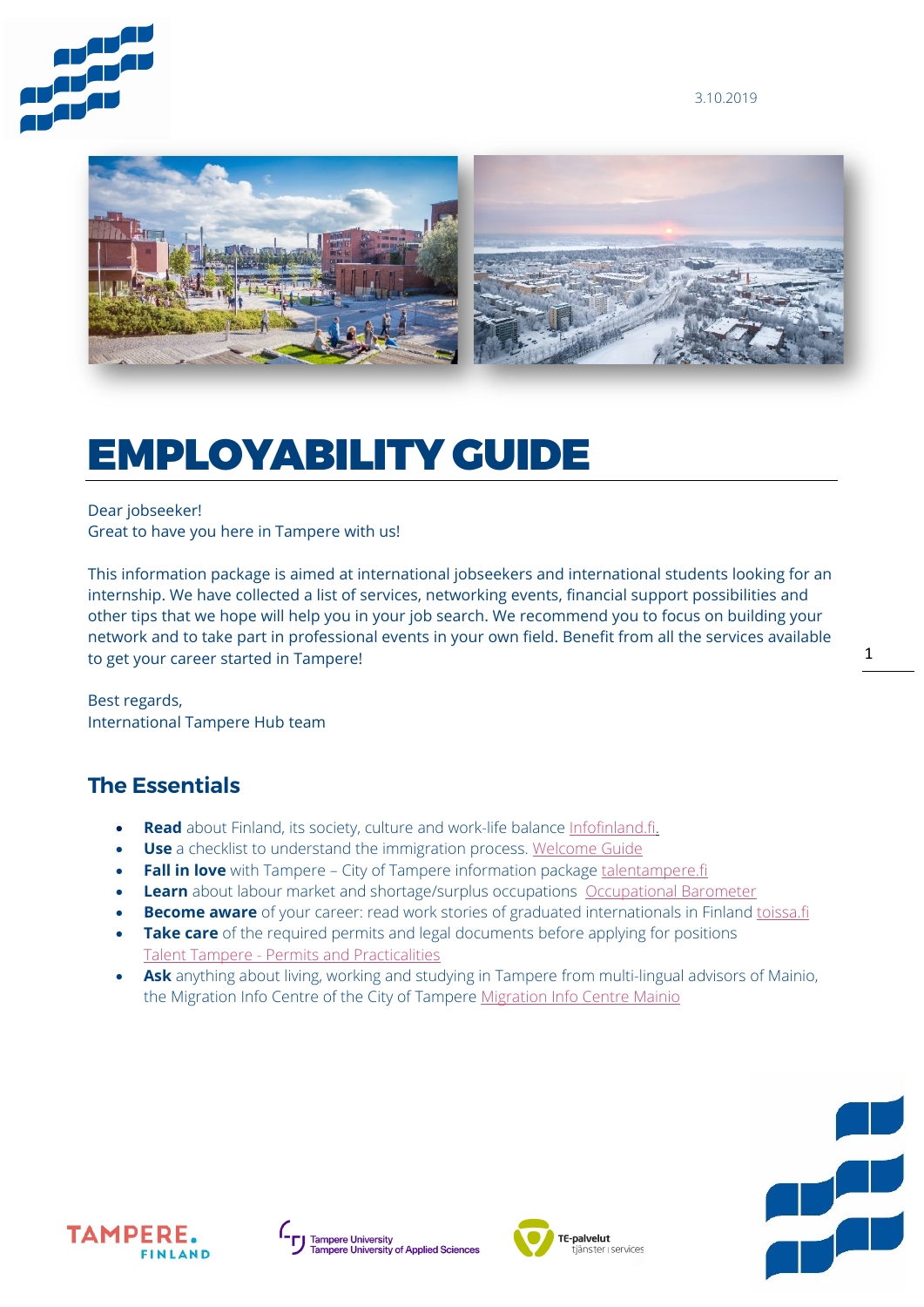3.10.2019

# EMPLOYABILITY GUIDE

Dear jobseeker!
Great to have you here in Tampere with us!

This information package is aimed at international jobseekers and international students looking for an internship. We have collected a list of services, networking events, financial support possibilities and other tips that we hope will help you in your job search. We recommend you to focus on building your network and to take part in professional events in your own field. Benefit from all the services available to get your career started in Tampere!

Best regards,
International Tampere Hub team

## The Essentials

- **Read** about Finland, its society, culture and work-life balance Infofinland.fi.
- **Use** a checklist to understand the immigration process. Welcome Guide
- **Fall in love** with Tampere – City of Tampere information package talentampere.fi
- **Learn** about labour market and shortage/surplus occupations Occupational Barometer
- **Become aware** of your career: read work stories of graduated internationals in Finland toissa.fi
- **Take care** of the required permits and legal documents before applying for positions Talent Tampere - Permits and Practicalities
- **Ask** anything about living, working and studying in Tampere from multi-lingual advisors of Mainio, the Migration Info Centre of the City of Tampere Migration Info Centre Mainio

TAMPERE. FINLAND

Tampere University
Tampere University of Applied Sciences

TE-palvelut
tjänster | services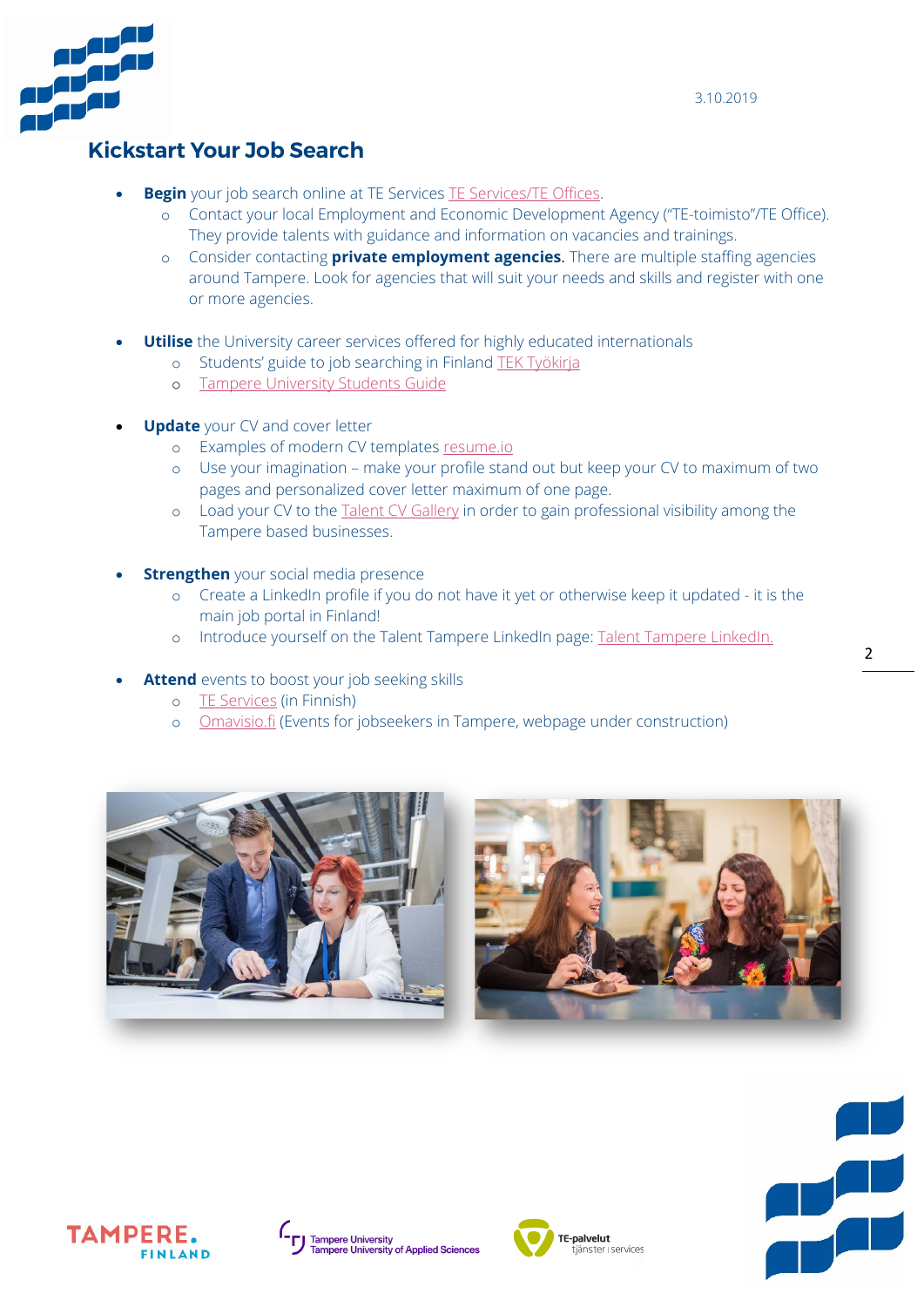## Kickstart Your Job Search

- **Begin** your job search online at TE Services TE Services/TE Offices.
  - Contact your local Employment and Economic Development Agency ("TE-toimisto"/TE Office). They provide talents with guidance and information on vacancies and trainings.
  - Consider contacting **private employment agencies.** There are multiple staffing agencies around Tampere. Look for agencies that will suit your needs and skills and register with one or more agencies.

- **Utilise** the University career services offered for highly educated internationals
  - Students' guide to job searching in Finland TEK Työkirja
  - Tampere University Students Guide

- **Update** your CV and cover letter
  - Examples of modern CV templates resume.io
  - Use your imagination – make your profile stand out but keep your CV to maximum of two pages and personalized cover letter maximum of one page.
  - Load your CV to the Talent CV Gallery in order to gain professional visibility among the Tampere based businesses.

- **Strengthen** your social media presence
  - Create a LinkedIn profile if you do not have it yet or otherwise keep it updated - it is the main job portal in Finland!
  - Introduce yourself on the Talent Tampere LinkedIn page: Talent Tampere LinkedIn.

- **Attend** events to boost your job seeking skills
  - TE Services (in Finnish)
  - Omavisio.fi (Events for jobseekers in Tampere, webpage under construction)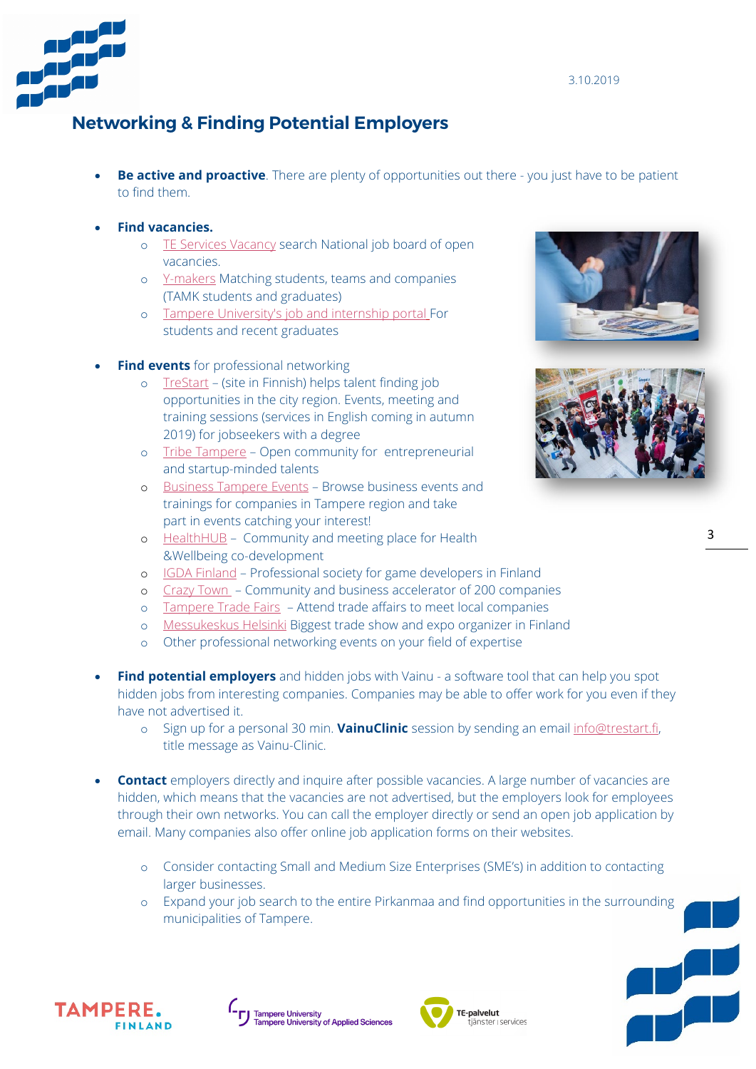## Networking & Finding Potential Employers

- **Be active and proactive**. There are plenty of opportunities out there - you just have to be patient to find them.

- **Find vacancies.**
    - TE Services Vacancy search National job board of open vacancies.
    - Y-makers Matching students, teams and companies (TAMK students and graduates)
    - Tampere University's job and internship portal For students and recent graduates

- **Find events** for professional networking
    - TreStart – (site in Finnish) helps talent finding job opportunities in the city region. Events, meeting and training sessions (services in English coming in autumn 2019) for jobseekers with a degree
    - Tribe Tampere – Open community for entrepreneurial and startup-minded talents
    - Business Tampere Events – Browse business events and trainings for companies in Tampere region and take part in events catching your interest!
    - HealthHUB – Community and meeting place for Health &Wellbeing co-development
    - IGDA Finland – Professional society for game developers in Finland
    - Crazy Town – Community and business accelerator of 200 companies
    - Tampere Trade Fairs – Attend trade affairs to meet local companies
    - Messukeskus Helsinki Biggest trade show and expo organizer in Finland
    - Other professional networking events on your field of expertise

- **Find potential employers** and hidden jobs with Vainu - a software tool that can help you spot hidden jobs from interesting companies. Companies may be able to offer work for you even if they have not advertised it.
    - Sign up for a personal 30 min. **VainuClinic** session by sending an email info@trestart.fi, title message as Vainu-Clinic.

- **Contact** employers directly and inquire after possible vacancies. A large number of vacancies are hidden, which means that the vacancies are not advertised, but the employers look for employees through their own networks. You can call the employer directly or send an open job application by email. Many companies also offer online job application forms on their websites.

    - Consider contacting Small and Medium Size Enterprises (SME's) in addition to contacting larger businesses.
    - Expand your job search to the entire Pirkanmaa and find opportunities in the surrounding municipalities of Tampere.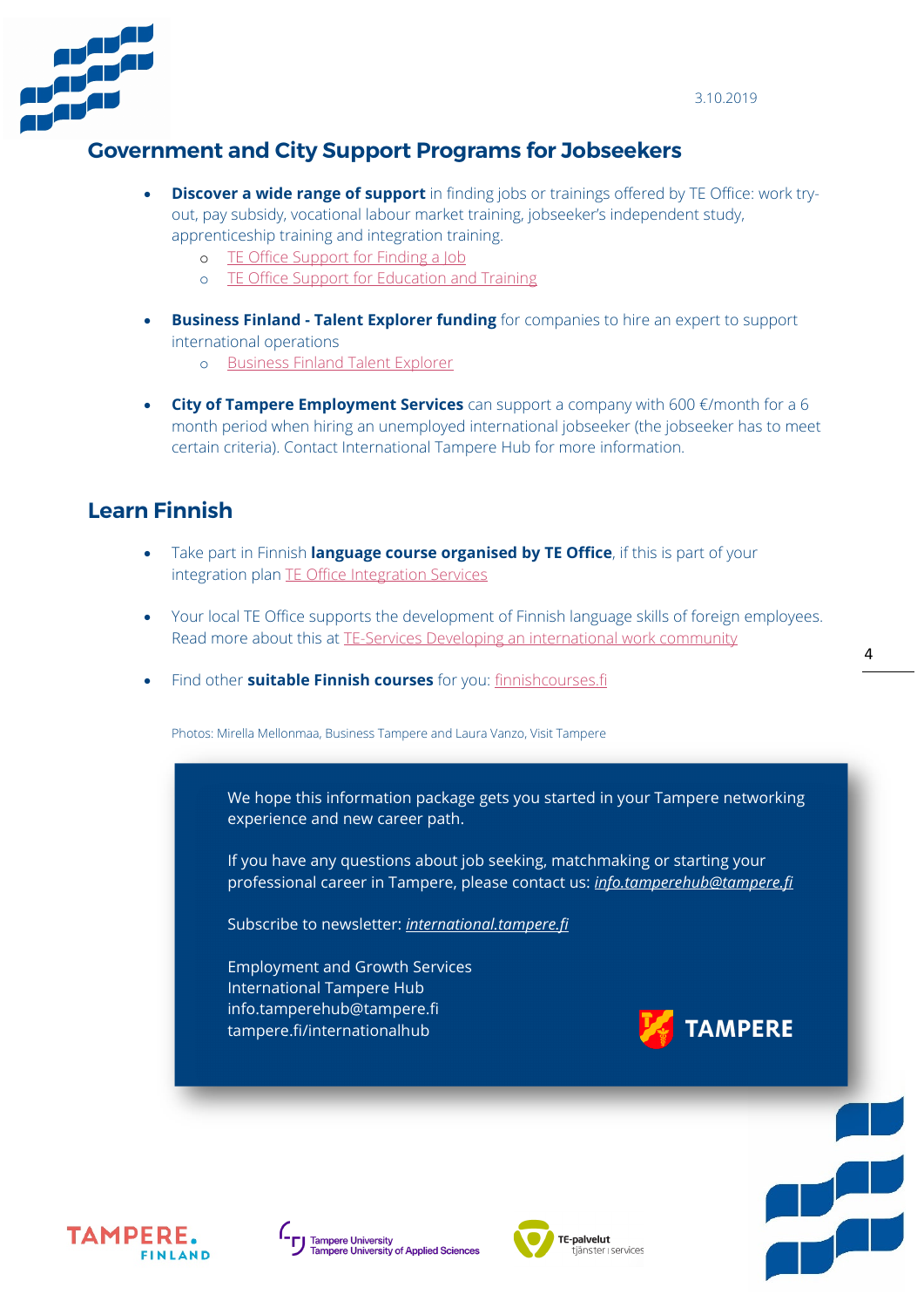## Government and City Support Programs for Jobseekers

- **Discover a wide range of support** in finding jobs or trainings offered by TE Office: work try-out, pay subsidy, vocational labour market training, jobseeker's independent study, apprenticeship training and integration training.
  - TE Office Support for Finding a Job
  - TE Office Support for Education and Training

- **Business Finland - Talent Explorer funding** for companies to hire an expert to support international operations
  - Business Finland Talent Explorer

- **City of Tampere Employment Services** can support a company with 600 €/month for a 6 month period when hiring an unemployed international jobseeker (the jobseeker has to meet certain criteria). Contact International Tampere Hub for more information.

## Learn Finnish

- Take part in Finnish **language course organised by TE Office**, if this is part of your integration plan TE Office Integration Services

- Your local TE Office supports the development of Finnish language skills of foreign employees. Read more about this at TE-Services Developing an international work community

- Find other **suitable Finnish courses** for you: finnishcourses.fi

Photos: Mirella Mellonmaa, Business Tampere and Laura Vanzo, Visit Tampere

We hope this information package gets you started in your Tampere networking experience and new career path.

If you have any questions about job seeking, matchmaking or starting your professional career in Tampere, please contact us: *info.tamperehub@tampere.fi*

Subscribe to newsletter: *international.tampere.fi*

Employment and Growth Services
International Tampere Hub
info.tamperehub@tampere.fi
tampere.fi/internationalhub

TAMPERE

TAMPERE. FINLAND

Tampere University
Tampere University of Applied Sciences

TE-palvelut
tjänster | services